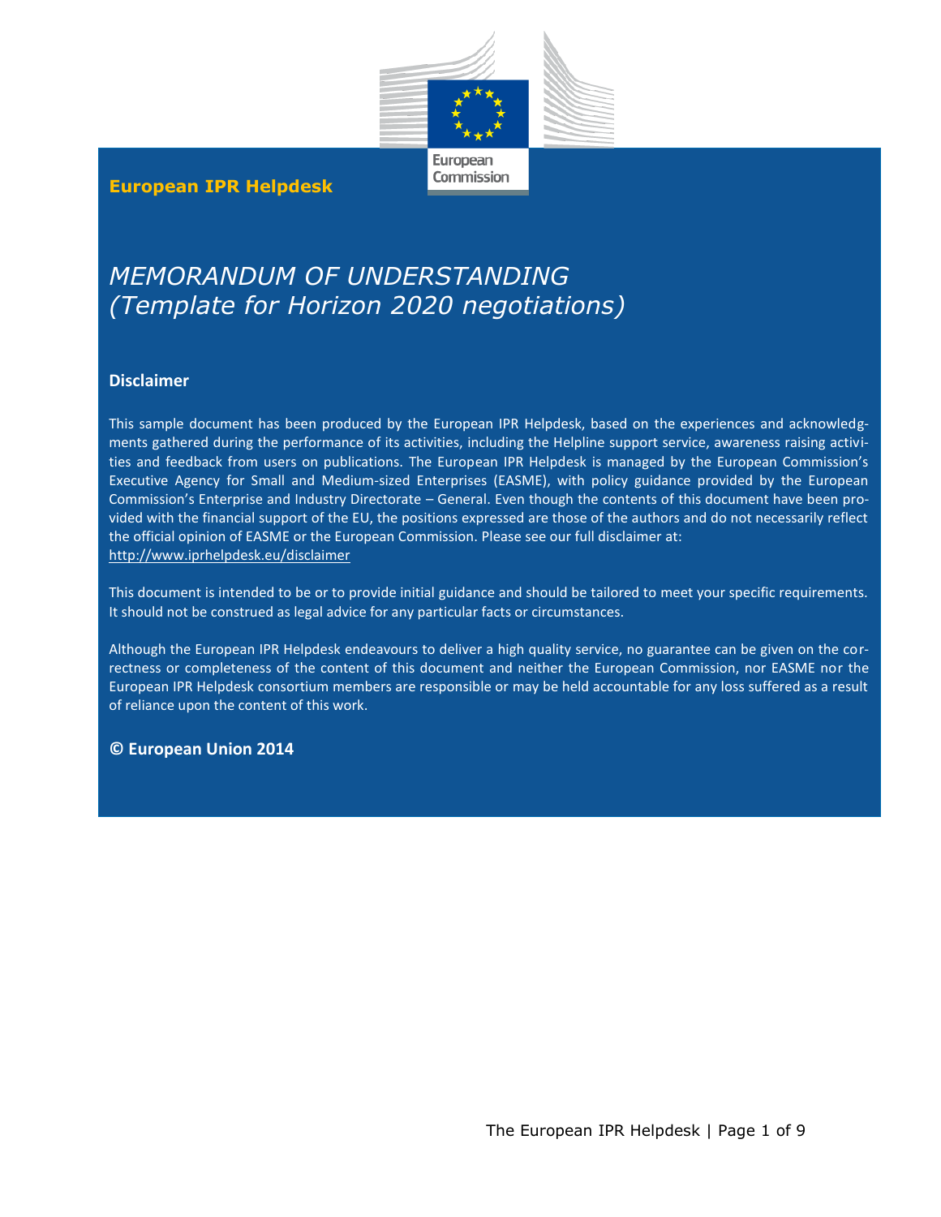**European IPR Helpdesk**

# *MEMORANDUM OF UNDERSTANDING (Template for Horizon 2020 negotiations)*

## Disclaimer

This sample document has been produced by the European IPR Helpdesk, based on the experiences and acknowledgments gathered during the performance of its activities, including the Helpline support service, awareness raising activities and feedback from users on publications. The European IPR Helpdesk is managed by the European Commission's Executive Agency for Small and Medium-sized Enterprises (EASME), with policy guidance provided by the European Commission's Enterprise and Industry Directorate – General. Even though the contents of this document have been provided with the financial support of the EU, the positions expressed are those of the authors and do not necessarily reflect the official opinion of EASME or the European Commission. Please see our full disclaimer at: http://www.iprhelpdesk.eu/disclaimer

This document is intended to be or to provide initial guidance and should be tailored to meet your specific requirements. It should not be construed as legal advice for any particular facts or circumstances.

Although the European IPR Helpdesk endeavours to deliver a high quality service, no guarantee can be given on the correctness or completeness of the content of this document and neither the European Commission, nor EASME nor the European IPR Helpdesk consortium members are responsible or may be held accountable for any loss suffered as a result of reliance upon the content of this work.

**© European Union 2014**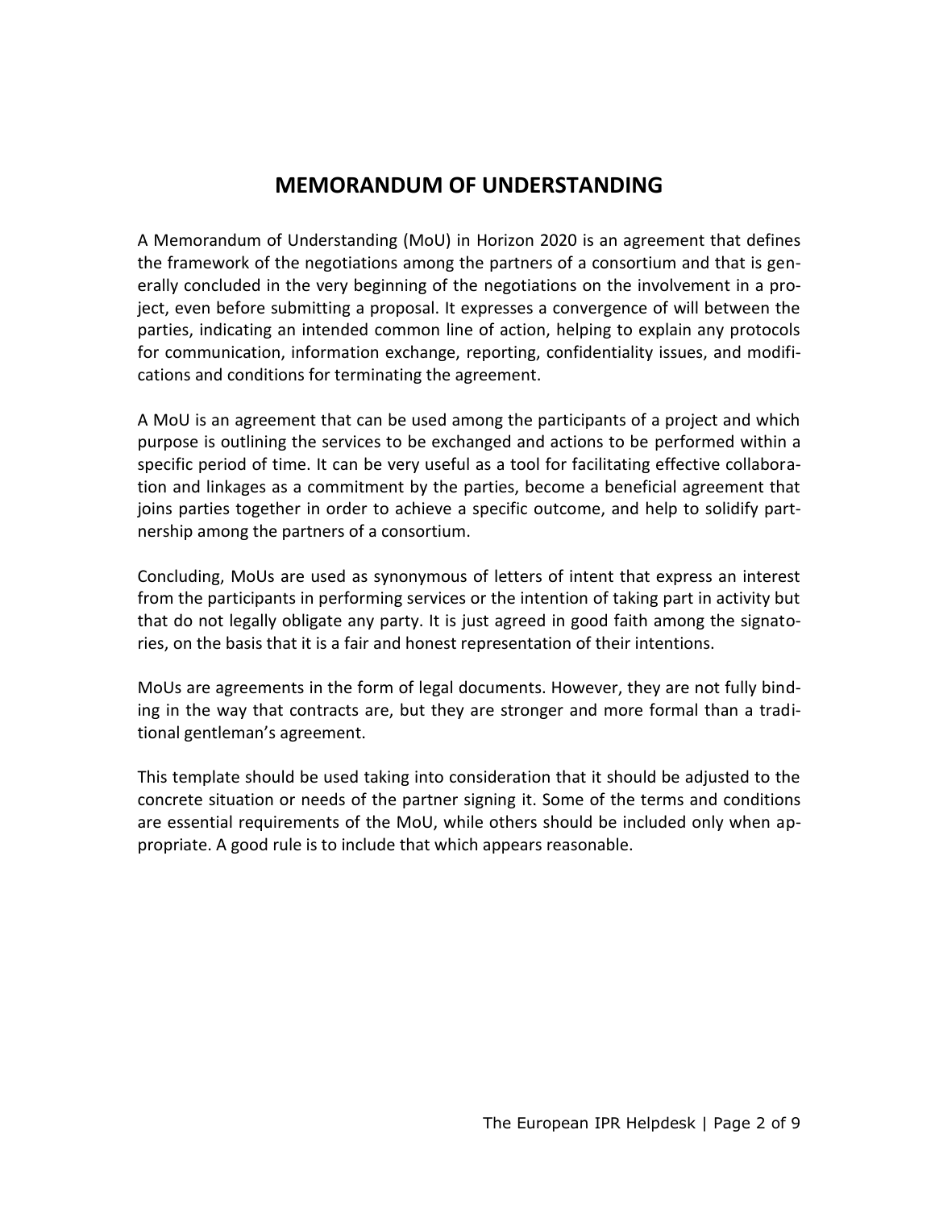# MEMORANDUM OF UNDERSTANDING

A Memorandum of Understanding (MoU) in Horizon 2020 is an agreement that defines the framework of the negotiations among the partners of a consortium and that is generally concluded in the very beginning of the negotiations on the involvement in a project, even before submitting a proposal. It expresses a convergence of will between the parties, indicating an intended common line of action, helping to explain any protocols for communication, information exchange, reporting, confidentiality issues, and modifications and conditions for terminating the agreement.

A MoU is an agreement that can be used among the participants of a project and which purpose is outlining the services to be exchanged and actions to be performed within a specific period of time. It can be very useful as a tool for facilitating effective collaboration and linkages as a commitment by the parties, become a beneficial agreement that joins parties together in order to achieve a specific outcome, and help to solidify partnership among the partners of a consortium.

Concluding, MoUs are used as synonymous of letters of intent that express an interest from the participants in performing services or the intention of taking part in activity but that do not legally obligate any party. It is just agreed in good faith among the signatories, on the basis that it is a fair and honest representation of their intentions.

MoUs are agreements in the form of legal documents. However, they are not fully binding in the way that contracts are, but they are stronger and more formal than a traditional gentleman's agreement.

This template should be used taking into consideration that it should be adjusted to the concrete situation or needs of the partner signing it. Some of the terms and conditions are essential requirements of the MoU, while others should be included only when appropriate. A good rule is to include that which appears reasonable.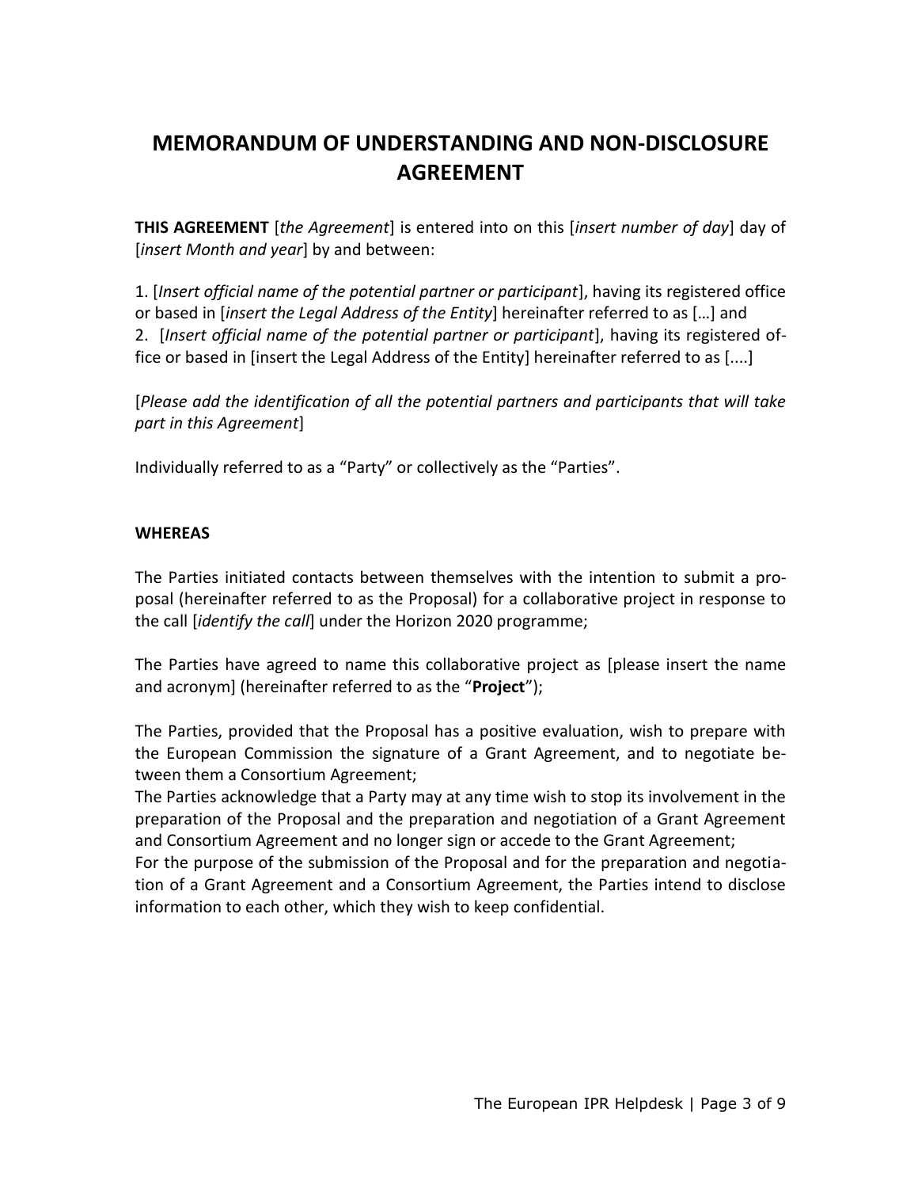# MEMORANDUM OF UNDERSTANDING AND NON-DISCLOSURE AGREEMENT

**THIS AGREEMENT** [*the Agreement*] is entered into on this [*insert number of day*] day of [*insert Month and year*] by and between:

1. [*Insert official name of the potential partner or participant*], having its registered office or based in [*insert the Legal Address of the Entity*] hereinafter referred to as […] and
2. [*Insert official name of the potential partner or participant*], having its registered office or based in [insert the Legal Address of the Entity] hereinafter referred to as [....]

[*Please add the identification of all the potential partners and participants that will take part in this Agreement*]

Individually referred to as a "Party" or collectively as the "Parties".

**WHEREAS**

The Parties initiated contacts between themselves with the intention to submit a proposal (hereinafter referred to as the Proposal) for a collaborative project in response to the call [*identify the call*] under the Horizon 2020 programme;

The Parties have agreed to name this collaborative project as [please insert the name and acronym] (hereinafter referred to as the "**Project**");

The Parties, provided that the Proposal has a positive evaluation, wish to prepare with the European Commission the signature of a Grant Agreement, and to negotiate between them a Consortium Agreement;

The Parties acknowledge that a Party may at any time wish to stop its involvement in the preparation of the Proposal and the preparation and negotiation of a Grant Agreement and Consortium Agreement and no longer sign or accede to the Grant Agreement;

For the purpose of the submission of the Proposal and for the preparation and negotiation of a Grant Agreement and a Consortium Agreement, the Parties intend to disclose information to each other, which they wish to keep confidential.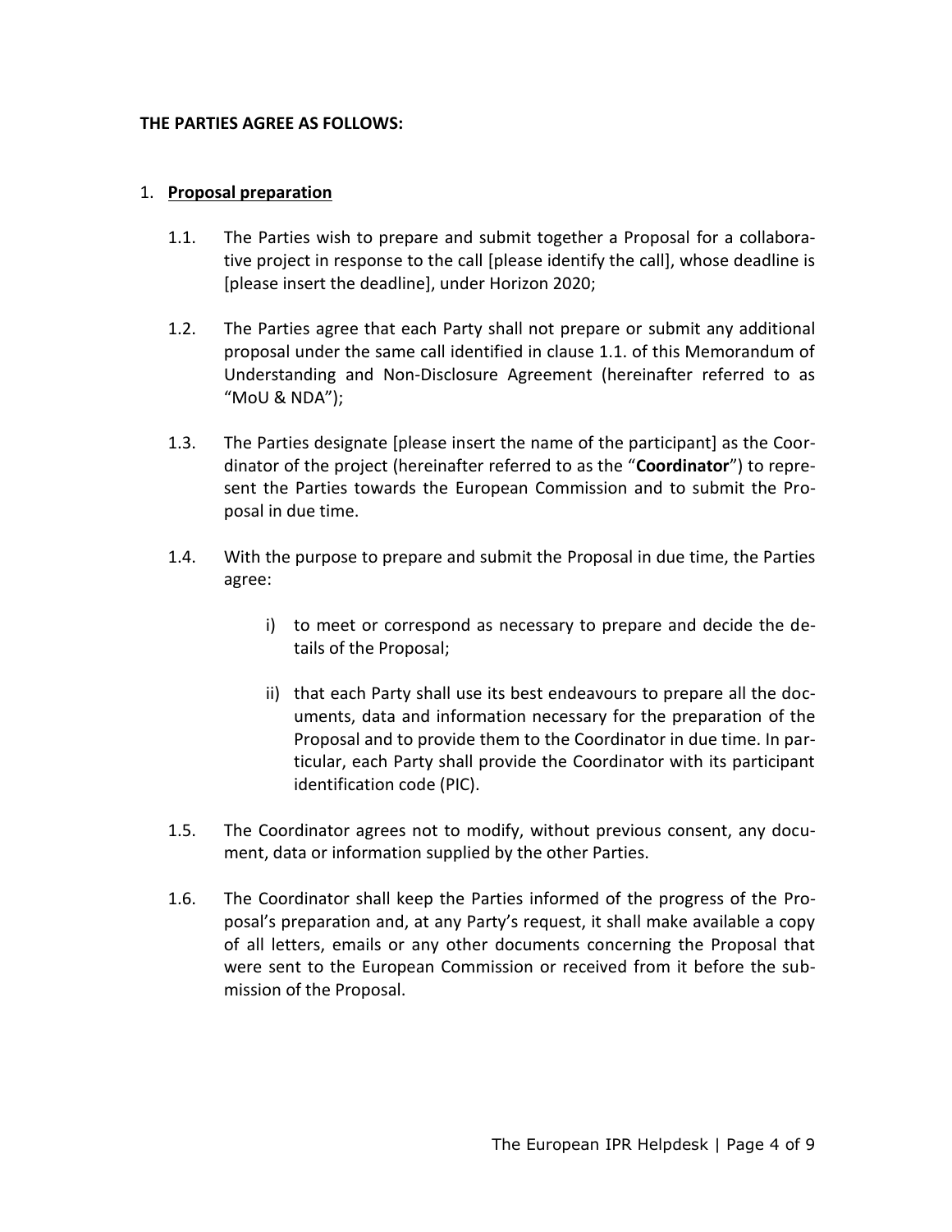**THE PARTIES AGREE AS FOLLOWS:**

1. **Proposal preparation**

   1.1. The Parties wish to prepare and submit together a Proposal for a collaborative project in response to the call [please identify the call], whose deadline is [please insert the deadline], under Horizon 2020;

   1.2. The Parties agree that each Party shall not prepare or submit any additional proposal under the same call identified in clause 1.1. of this Memorandum of Understanding and Non-Disclosure Agreement (hereinafter referred to as "MoU & NDA");

   1.3. The Parties designate [please insert the name of the participant] as the Coordinator of the project (hereinafter referred to as the "**Coordinator**") to represent the Parties towards the European Commission and to submit the Proposal in due time.

   1.4. With the purpose to prepare and submit the Proposal in due time, the Parties agree:

      i) to meet or correspond as necessary to prepare and decide the details of the Proposal;

      ii) that each Party shall use its best endeavours to prepare all the documents, data and information necessary for the preparation of the Proposal and to provide them to the Coordinator in due time. In particular, each Party shall provide the Coordinator with its participant identification code (PIC).

   1.5. The Coordinator agrees not to modify, without previous consent, any document, data or information supplied by the other Parties.

   1.6. The Coordinator shall keep the Parties informed of the progress of the Proposal's preparation and, at any Party's request, it shall make available a copy of all letters, emails or any other documents concerning the Proposal that were sent to the European Commission or received from it before the submission of the Proposal.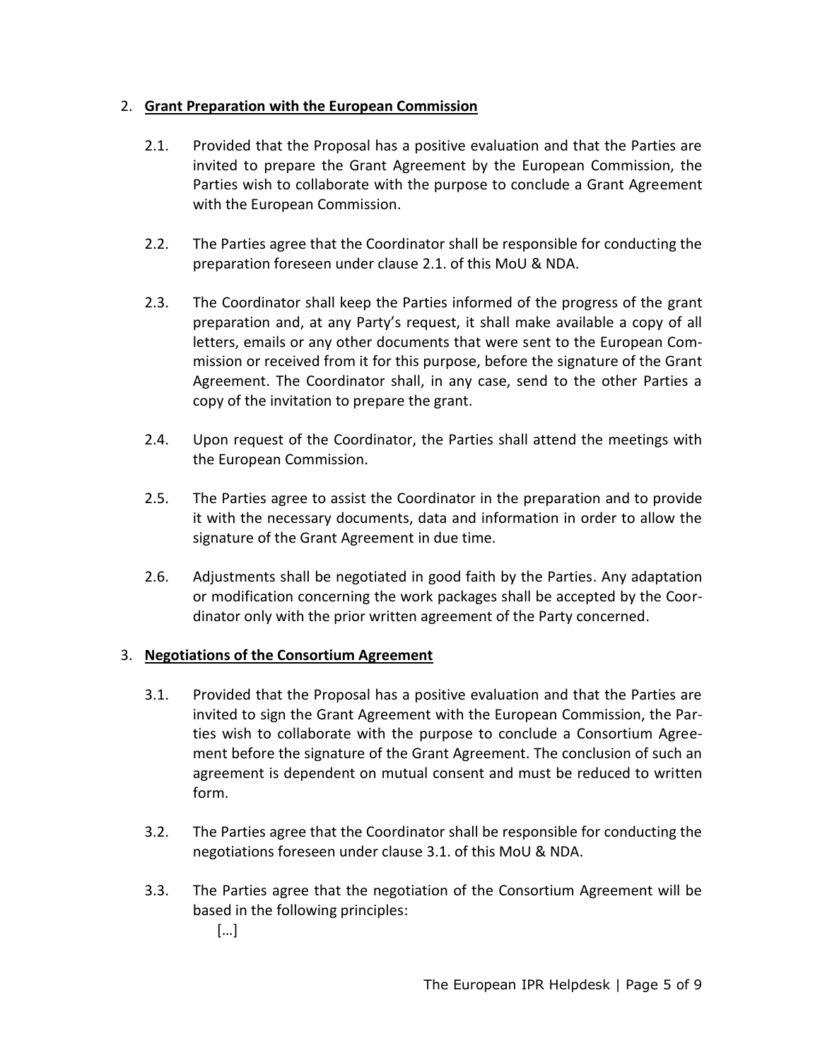2. **Grant Preparation with the European Commission**

   2.1. Provided that the Proposal has a positive evaluation and that the Parties are invited to prepare the Grant Agreement by the European Commission, the Parties wish to collaborate with the purpose to conclude a Grant Agreement with the European Commission.

   2.2. The Parties agree that the Coordinator shall be responsible for conducting the preparation foreseen under clause 2.1. of this MoU & NDA.

   2.3. The Coordinator shall keep the Parties informed of the progress of the grant preparation and, at any Party's request, it shall make available a copy of all letters, emails or any other documents that were sent to the European Commission or received from it for this purpose, before the signature of the Grant Agreement. The Coordinator shall, in any case, send to the other Parties a copy of the invitation to prepare the grant.

   2.4. Upon request of the Coordinator, the Parties shall attend the meetings with the European Commission.

   2.5. The Parties agree to assist the Coordinator in the preparation and to provide it with the necessary documents, data and information in order to allow the signature of the Grant Agreement in due time.

   2.6. Adjustments shall be negotiated in good faith by the Parties. Any adaptation or modification concerning the work packages shall be accepted by the Coordinator only with the prior written agreement of the Party concerned.

3. **Negotiations of the Consortium Agreement**

   3.1. Provided that the Proposal has a positive evaluation and that the Parties are invited to sign the Grant Agreement with the European Commission, the Parties wish to collaborate with the purpose to conclude a Consortium Agreement before the signature of the Grant Agreement. The conclusion of such an agreement is dependent on mutual consent and must be reduced to written form.

   3.2. The Parties agree that the Coordinator shall be responsible for conducting the negotiations foreseen under clause 3.1. of this MoU & NDA.

   3.3. The Parties agree that the negotiation of the Consortium Agreement will be based in the following principles:

      […]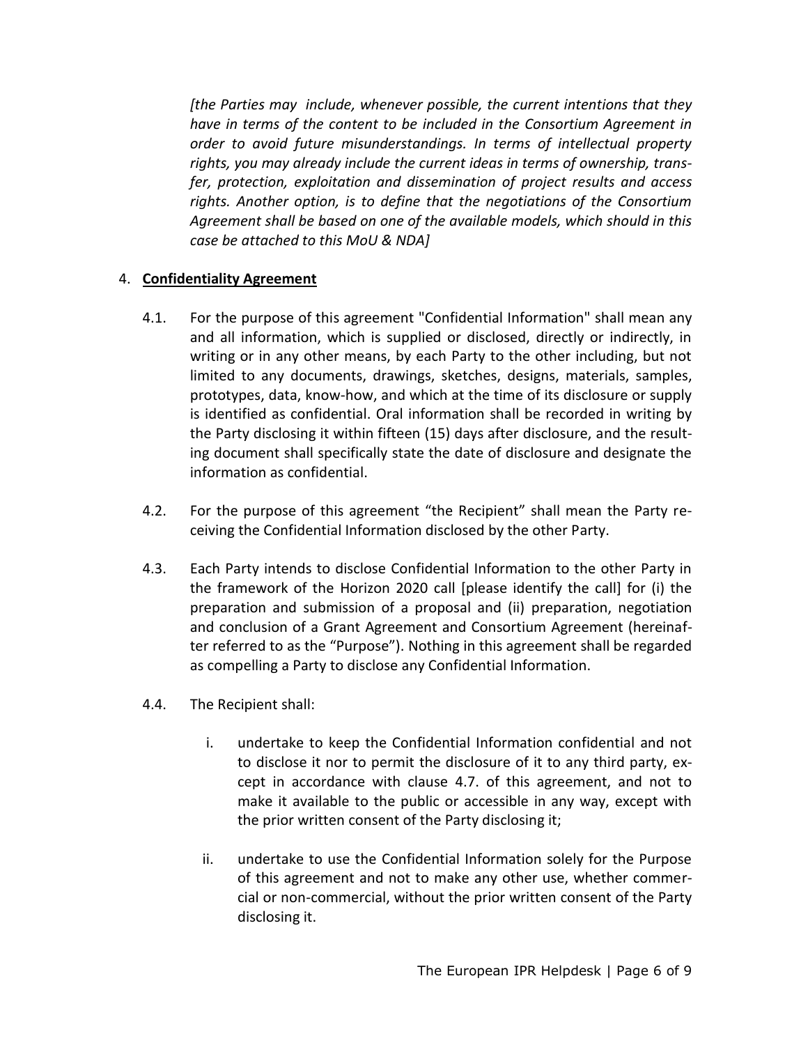*[the Parties may include, whenever possible, the current intentions that they have in terms of the content to be included in the Consortium Agreement in order to avoid future misunderstandings. In terms of intellectual property rights, you may already include the current ideas in terms of ownership, transfer, protection, exploitation and dissemination of project results and access rights. Another option, is to define that the negotiations of the Consortium Agreement shall be based on one of the available models, which should in this case be attached to this MoU & NDA]*

4. **Confidentiality Agreement**

4.1. For the purpose of this agreement "Confidential Information" shall mean any and all information, which is supplied or disclosed, directly or indirectly, in writing or in any other means, by each Party to the other including, but not limited to any documents, drawings, sketches, designs, materials, samples, prototypes, data, know-how, and which at the time of its disclosure or supply is identified as confidential. Oral information shall be recorded in writing by the Party disclosing it within fifteen (15) days after disclosure, and the resulting document shall specifically state the date of disclosure and designate the information as confidential.

4.2. For the purpose of this agreement "the Recipient" shall mean the Party receiving the Confidential Information disclosed by the other Party.

4.3. Each Party intends to disclose Confidential Information to the other Party in the framework of the Horizon 2020 call [please identify the call] for (i) the preparation and submission of a proposal and (ii) preparation, negotiation and conclusion of a Grant Agreement and Consortium Agreement (hereinafter referred to as the "Purpose"). Nothing in this agreement shall be regarded as compelling a Party to disclose any Confidential Information.

4.4. The Recipient shall:

i. undertake to keep the Confidential Information confidential and not to disclose it nor to permit the disclosure of it to any third party, except in accordance with clause 4.7. of this agreement, and not to make it available to the public or accessible in any way, except with the prior written consent of the Party disclosing it;

ii. undertake to use the Confidential Information solely for the Purpose of this agreement and not to make any other use, whether commercial or non-commercial, without the prior written consent of the Party disclosing it.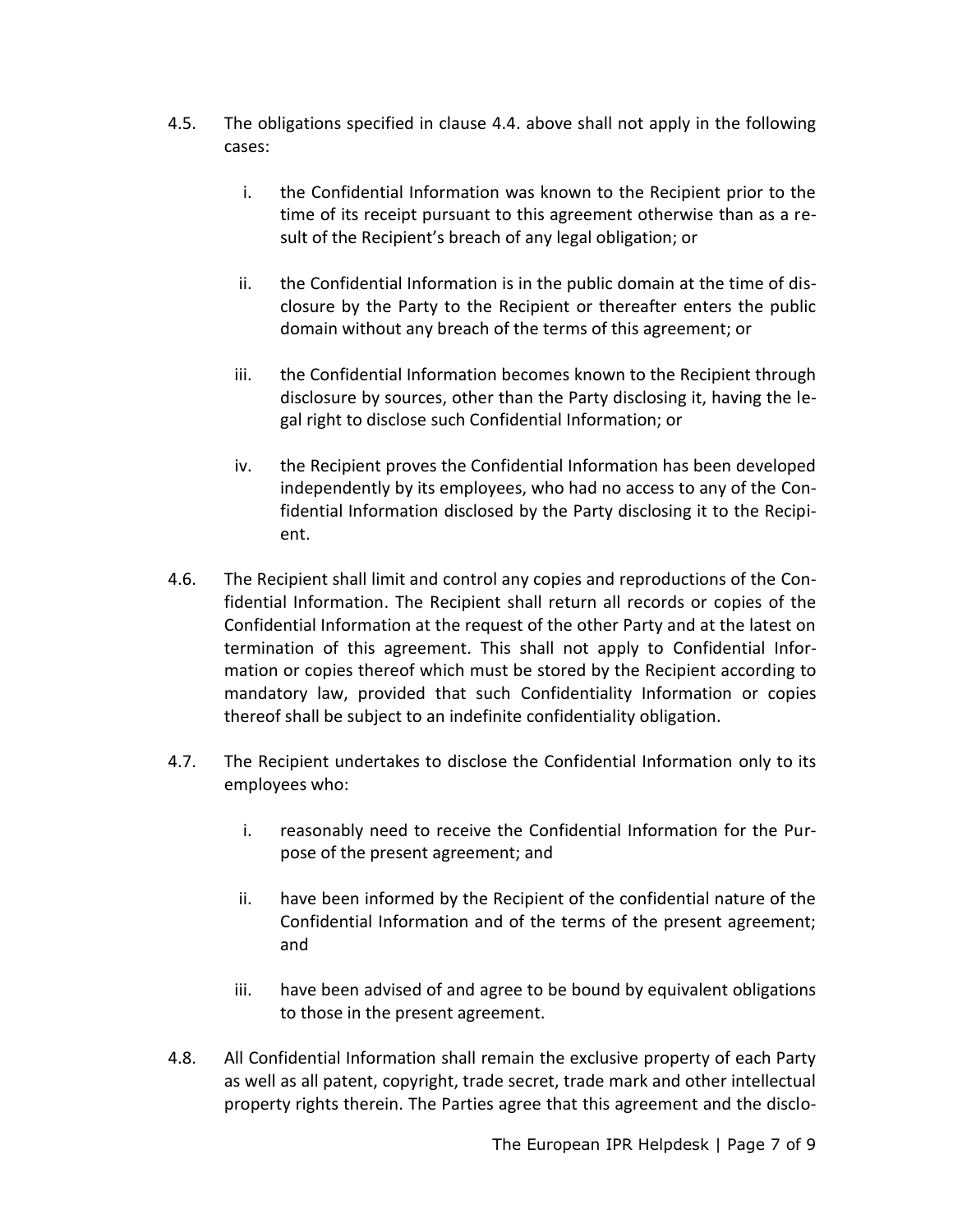4.5. The obligations specified in clause 4.4. above shall not apply in the following cases:

   i. the Confidential Information was known to the Recipient prior to the time of its receipt pursuant to this agreement otherwise than as a result of the Recipient's breach of any legal obligation; or

   ii. the Confidential Information is in the public domain at the time of disclosure by the Party to the Recipient or thereafter enters the public domain without any breach of the terms of this agreement; or

   iii. the Confidential Information becomes known to the Recipient through disclosure by sources, other than the Party disclosing it, having the legal right to disclose such Confidential Information; or

   iv. the Recipient proves the Confidential Information has been developed independently by its employees, who had no access to any of the Confidential Information disclosed by the Party disclosing it to the Recipient.

4.6. The Recipient shall limit and control any copies and reproductions of the Confidential Information. The Recipient shall return all records or copies of the Confidential Information at the request of the other Party and at the latest on termination of this agreement. This shall not apply to Confidential Information or copies thereof which must be stored by the Recipient according to mandatory law, provided that such Confidentiality Information or copies thereof shall be subject to an indefinite confidentiality obligation.

4.7. The Recipient undertakes to disclose the Confidential Information only to its employees who:

   i. reasonably need to receive the Confidential Information for the Purpose of the present agreement; and

   ii. have been informed by the Recipient of the confidential nature of the Confidential Information and of the terms of the present agreement; and

   iii. have been advised of and agree to be bound by equivalent obligations to those in the present agreement.

4.8. All Confidential Information shall remain the exclusive property of each Party as well as all patent, copyright, trade secret, trade mark and other intellectual property rights therein. The Parties agree that this agreement and the disclo-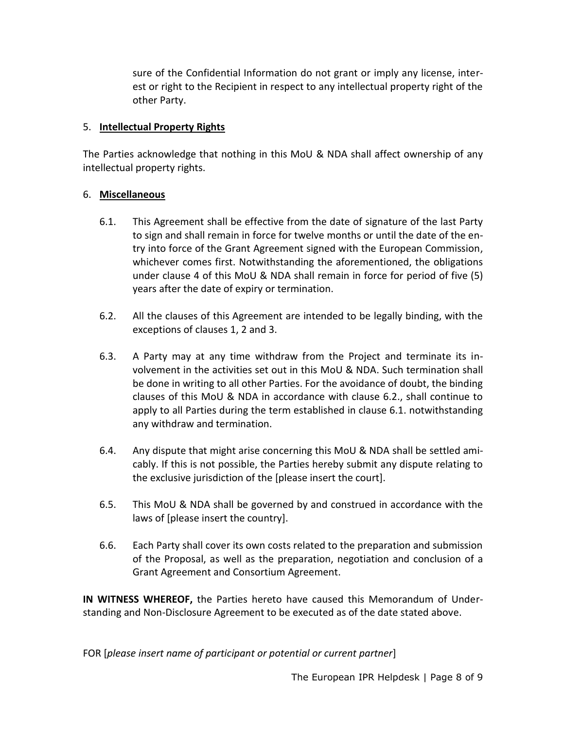sure of the Confidential Information do not grant or imply any license, interest or right to the Recipient in respect to any intellectual property right of the other Party.

5. **Intellectual Property Rights**

The Parties acknowledge that nothing in this MoU & NDA shall affect ownership of any intellectual property rights.

6. **Miscellaneous**

6.1. This Agreement shall be effective from the date of signature of the last Party to sign and shall remain in force for twelve months or until the date of the entry into force of the Grant Agreement signed with the European Commission, whichever comes first. Notwithstanding the aforementioned, the obligations under clause 4 of this MoU & NDA shall remain in force for period of five (5) years after the date of expiry or termination.

6.2. All the clauses of this Agreement are intended to be legally binding, with the exceptions of clauses 1, 2 and 3.

6.3. A Party may at any time withdraw from the Project and terminate its involvement in the activities set out in this MoU & NDA. Such termination shall be done in writing to all other Parties. For the avoidance of doubt, the binding clauses of this MoU & NDA in accordance with clause 6.2., shall continue to apply to all Parties during the term established in clause 6.1. notwithstanding any withdraw and termination.

6.4. Any dispute that might arise concerning this MoU & NDA shall be settled amicably. If this is not possible, the Parties hereby submit any dispute relating to the exclusive jurisdiction of the [please insert the court].

6.5. This MoU & NDA shall be governed by and construed in accordance with the laws of [please insert the country].

6.6. Each Party shall cover its own costs related to the preparation and submission of the Proposal, as well as the preparation, negotiation and conclusion of a Grant Agreement and Consortium Agreement.

**IN WITNESS WHEREOF,** the Parties hereto have caused this Memorandum of Understanding and Non-Disclosure Agreement to be executed as of the date stated above.

FOR [*please insert name of participant or potential or current partner*]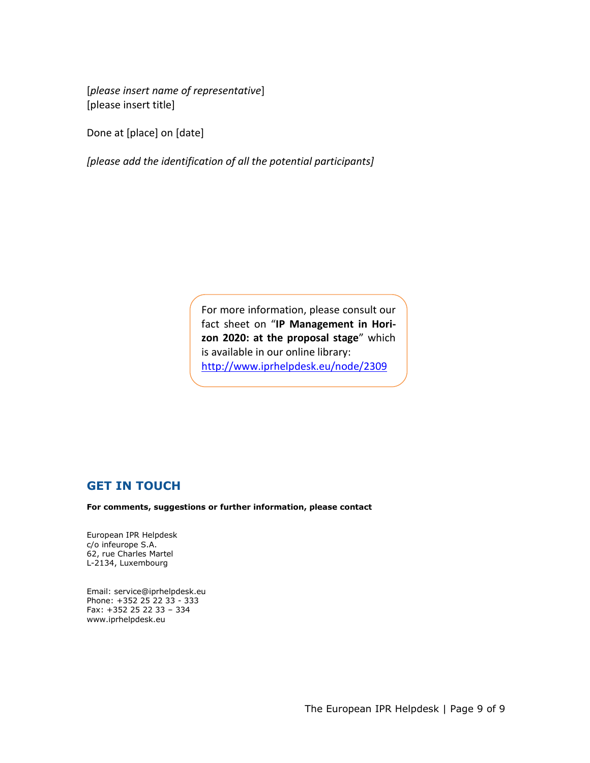[*please insert name of representative*]
[please insert title]

Done at [place] on [date]

*[please add the identification of all the potential participants]*

For more information, please consult our fact sheet on "**IP Management in Horizon 2020: at the proposal stage**" which is available in our online library: http://www.iprhelpdesk.eu/node/2309

## GET IN TOUCH

**For comments, suggestions or further information, please contact**

European IPR Helpdesk
c/o infeurope S.A.
62, rue Charles Martel
L-2134, Luxembourg

Email: service@iprhelpdesk.eu
Phone: +352 25 22 33 - 333
Fax: +352 25 22 33 – 334
www.iprhelpdesk.eu